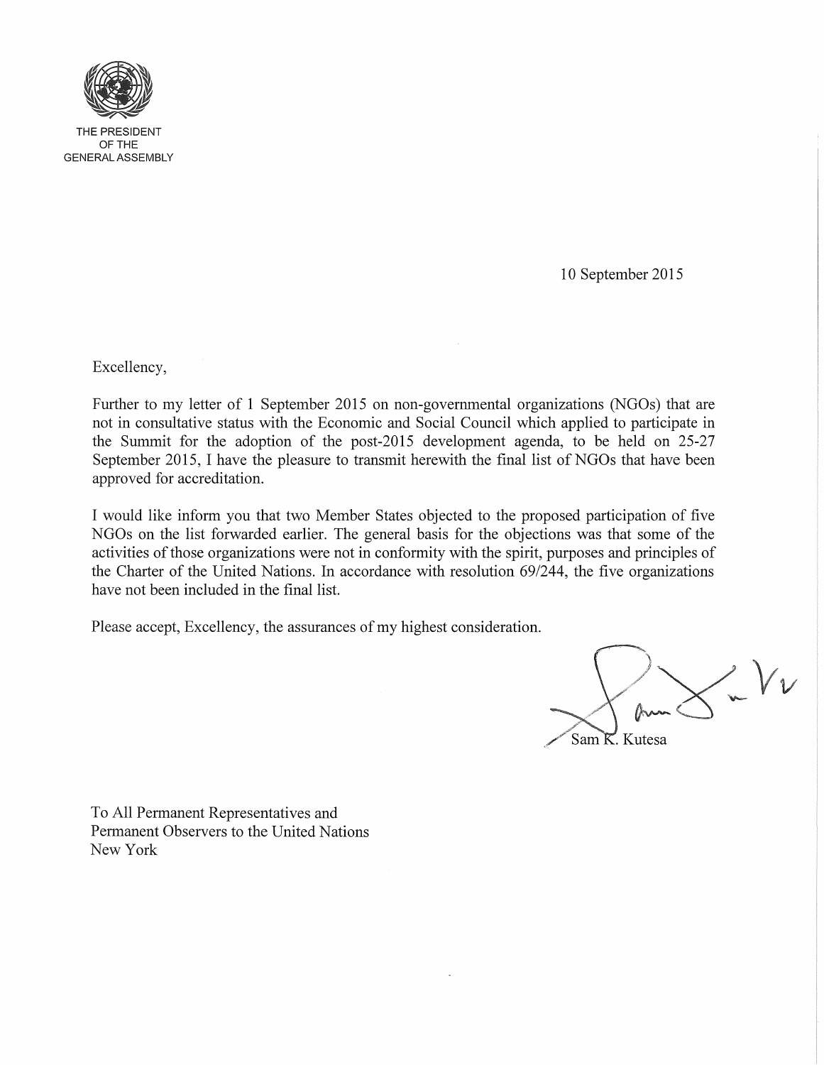THE PRESIDENT
OF THE
GENERAL ASSEMBLY

10 September 2015

Excellency,

Further to my letter of 1 September 2015 on non-governmental organizations (NGOs) that are not in consultative status with the Economic and Social Council which applied to participate in the Summit for the adoption of the post-2015 development agenda, to be held on 25-27 September 2015, I have the pleasure to transmit herewith the final list of NGOs that have been approved for accreditation.

I would like inform you that two Member States objected to the proposed participation of five NGOs on the list forwarded earlier. The general basis for the objections was that some of the activities of those organizations were not in conformity with the spirit, purposes and principles of the Charter of the United Nations. In accordance with resolution 69/244, the five organizations have not been included in the final list.

Please accept, Excellency, the assurances of my highest consideration.

Sam K. Kutesa

To All Permanent Representatives and
Permanent Observers to the United Nations
New York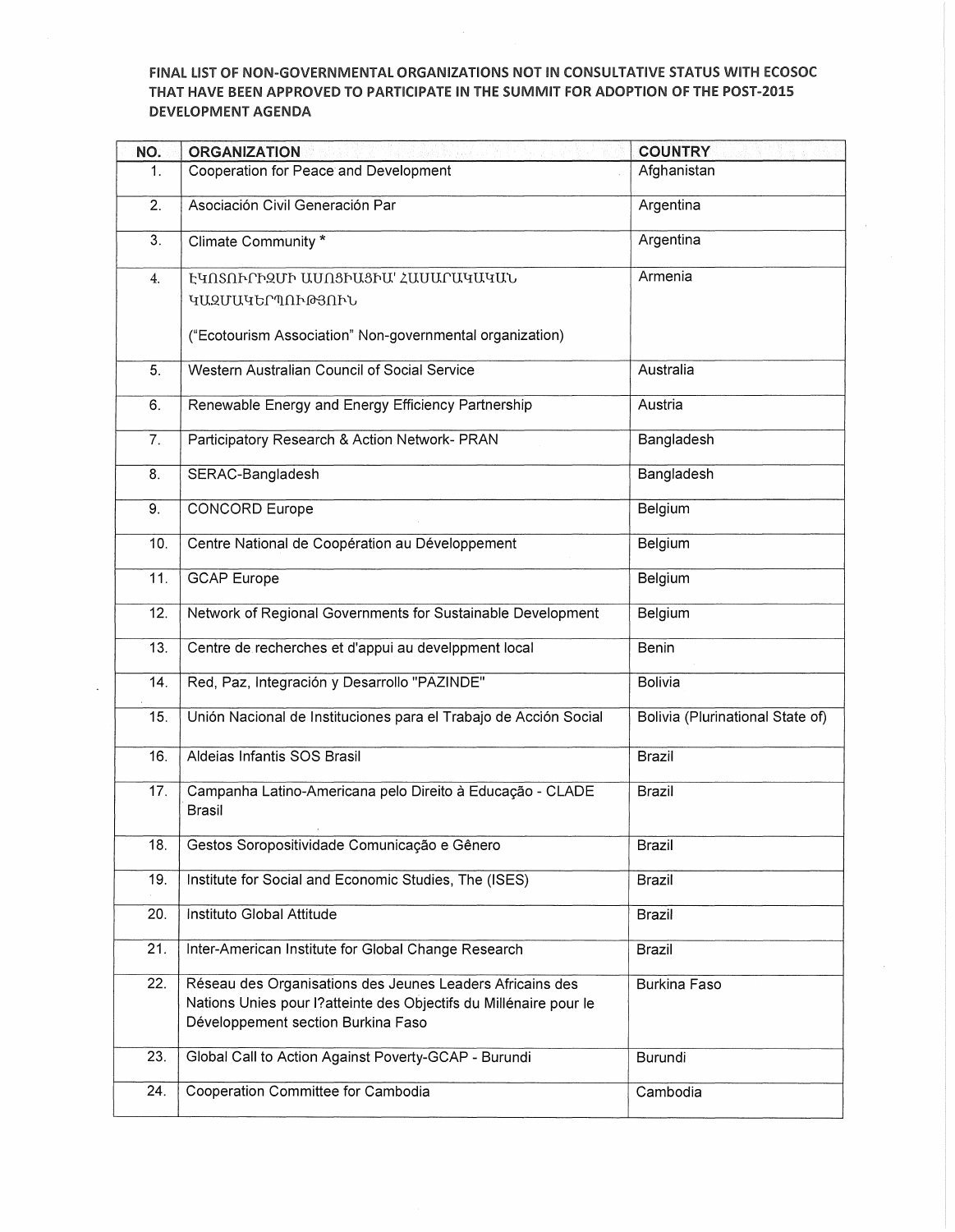**FINAL LIST OF NON-GOVERNMENTAL ORGANIZATIONS NOT IN CONSULTATIVE STATUS WITH ECOSOC THAT HAVE BEEN APPROVED TO PARTICIPATE IN THE SUMMIT FOR ADOPTION OF THE POST-2015 DEVELOPMENT AGENDA**

| NO. | ORGANIZATION | COUNTRY |
|---|---|---|
| 1. | Cooperation for Peace and Development | Afghanistan |
| 2. | Asociación Civil Generación Par | Argentina |
| 3. | Climate Community * | Argentina |
| 4. | ԷԿՈՏՈՒՐԻԶՄԻ ԱՍՈՑԻԱՑԻԱ' ՀԱՍԱՐԱԿԱԿԱՆ ԿԱԶՄԱԿԵՐՊՈՒԹՅՈՒՆ<br><br>("Ecotourism Association" Non-governmental organization) | Armenia |
| 5. | Western Australian Council of Social Service | Australia |
| 6. | Renewable Energy and Energy Efficiency Partnership | Austria |
| 7. | Participatory Research & Action Network- PRAN | Bangladesh |
| 8. | SERAC-Bangladesh | Bangladesh |
| 9. | CONCORD Europe | Belgium |
| 10. | Centre National de Coopération au Développement | Belgium |
| 11. | GCAP Europe | Belgium |
| 12. | Network of Regional Governments for Sustainable Development | Belgium |
| 13. | Centre de recherches et d'appui au develppment local | Benin |
| 14. | Red, Paz, Integración y Desarrollo "PAZINDE" | Bolivia |
| 15. | Unión Nacional de Instituciones para el Trabajo de Acción Social | Bolivia (Plurinational State of) |
| 16. | Aldeias Infantis SOS Brasil | Brazil |
| 17. | Campanha Latino-Americana pelo Direito à Educação - CLADE Brasil | Brazil |
| 18. | Gestos Soropositividade Comunicação e Gênero | Brazil |
| 19. | Institute for Social and Economic Studies, The (ISES) | Brazil |
| 20. | Instituto Global Attitude | Brazil |
| 21. | Inter-American Institute for Global Change Research | Brazil |
| 22. | Réseau des Organisations des Jeunes Leaders Africains des Nations Unies pour l?atteinte des Objectifs du Millénaire pour le Développement section Burkina Faso | Burkina Faso |
| 23. | Global Call to Action Against Poverty-GCAP - Burundi | Burundi |
| 24. | Cooperation Committee for Cambodia | Cambodia |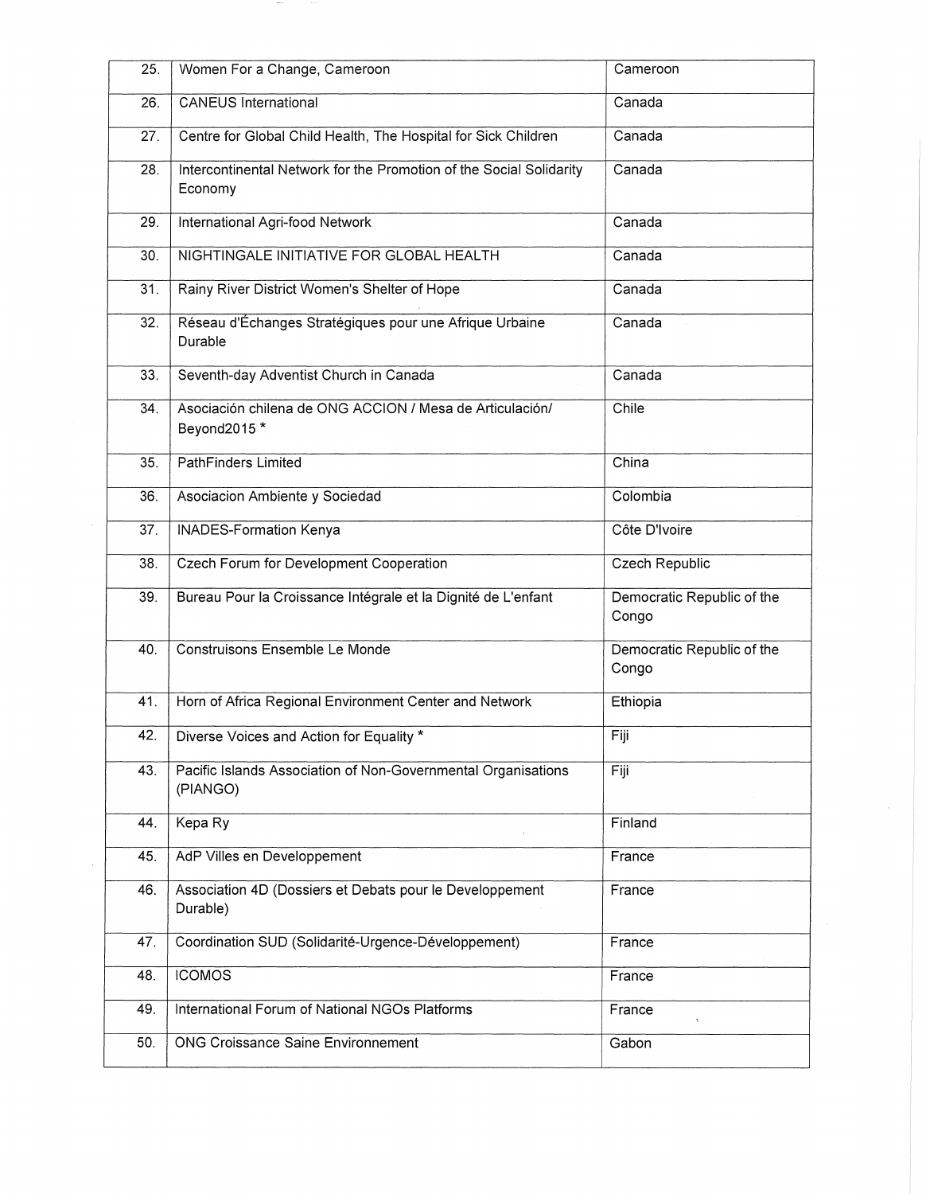| | | |
|---|---|---|
| 25. | Women For a Change, Cameroon | Cameroon |
| 26. | CANEUS International | Canada |
| 27. | Centre for Global Child Health, The Hospital for Sick Children | Canada |
| 28. | Intercontinental Network for the Promotion of the Social Solidarity Economy | Canada |
| 29. | International Agri-food Network | Canada |
| 30. | NIGHTINGALE INITIATIVE FOR GLOBAL HEALTH | Canada |
| 31. | Rainy River District Women's Shelter of Hope | Canada |
| 32. | Réseau d'Échanges Stratégiques pour une Afrique Urbaine Durable | Canada |
| 33. | Seventh-day Adventist Church in Canada | Canada |
| 34. | Asociación chilena de ONG ACCION / Mesa de Articulación/ Beyond2015 * | Chile |
| 35. | PathFinders Limited | China |
| 36. | Asociacion Ambiente y Sociedad | Colombia |
| 37. | INADES-Formation Kenya | Côte D'Ivoire |
| 38. | Czech Forum for Development Cooperation | Czech Republic |
| 39. | Bureau Pour la Croissance Intégrale et la Dignité de L'enfant | Democratic Republic of the Congo |
| 40. | Construisons Ensemble Le Monde | Democratic Republic of the Congo |
| 41. | Horn of Africa Regional Environment Center and Network | Ethiopia |
| 42. | Diverse Voices and Action for Equality * | Fiji |
| 43. | Pacific Islands Association of Non-Governmental Organisations (PIANGO) | Fiji |
| 44. | Kepa Ry | Finland |
| 45. | AdP Villes en Developpement | France |
| 46. | Association 4D (Dossiers et Debats pour le Developpement Durable) | France |
| 47. | Coordination SUD (Solidarité-Urgence-Développement) | France |
| 48. | ICOMOS | France |
| 49. | International Forum of National NGOs Platforms | France |
| 50. | ONG Croissance Saine Environnement | Gabon |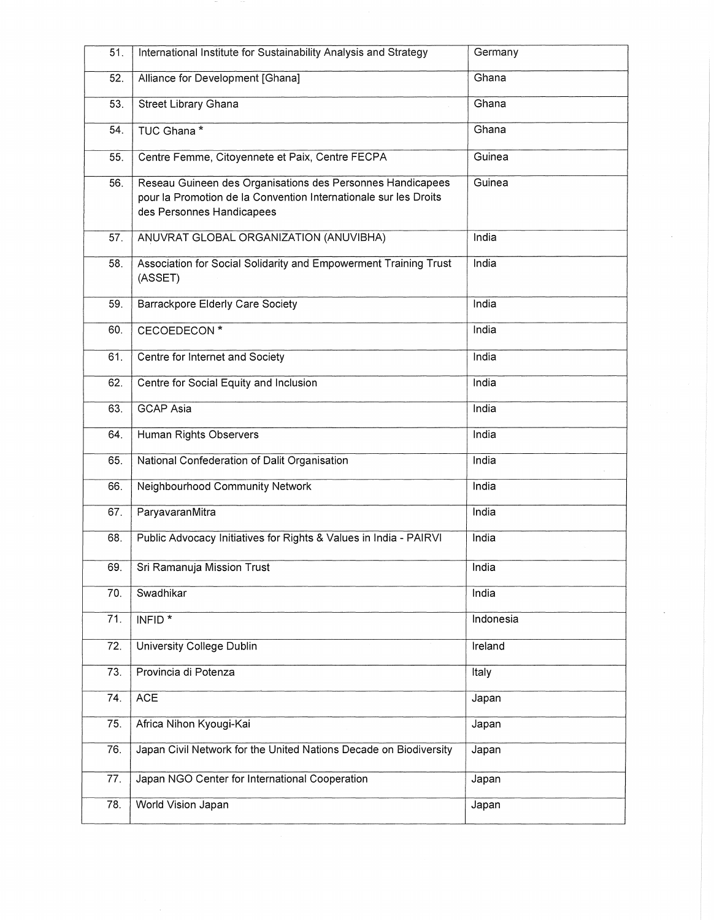| | | |
|---|---|---|
| 51. | International Institute for Sustainability Analysis and Strategy | Germany |
| 52. | Alliance for Development [Ghana] | Ghana |
| 53. | Street Library Ghana | Ghana |
| 54. | TUC Ghana * | Ghana |
| 55. | Centre Femme, Citoyennete et Paix, Centre FECPA | Guinea |
| 56. | Reseau Guineen des Organisations des Personnes Handicapees pour la Promotion de la Convention Internationale sur les Droits des Personnes Handicapees | Guinea |
| 57. | ANUVRAT GLOBAL ORGANIZATION (ANUVIBHA) | India |
| 58. | Association for Social Solidarity and Empowerment Training Trust (ASSET) | India |
| 59. | Barrackpore Elderly Care Society | India |
| 60. | CECOEDECON * | India |
| 61. | Centre for Internet and Society | India |
| 62. | Centre for Social Equity and Inclusion | India |
| 63. | GCAP Asia | India |
| 64. | Human Rights Observers | India |
| 65. | National Confederation of Dalit Organisation | India |
| 66. | Neighbourhood Community Network | India |
| 67. | ParyavaranMitra | India |
| 68. | Public Advocacy Initiatives for Rights & Values in India - PAIRVI | India |
| 69. | Sri Ramanuja Mission Trust | India |
| 70. | Swadhikar | India |
| 71. | INFID * | Indonesia |
| 72. | University College Dublin | Ireland |
| 73. | Provincia di Potenza | Italy |
| 74. | ACE | Japan |
| 75. | Africa Nihon Kyougi-Kai | Japan |
| 76. | Japan Civil Network for the United Nations Decade on Biodiversity | Japan |
| 77. | Japan NGO Center for International Cooperation | Japan |
| 78. | World Vision Japan | Japan |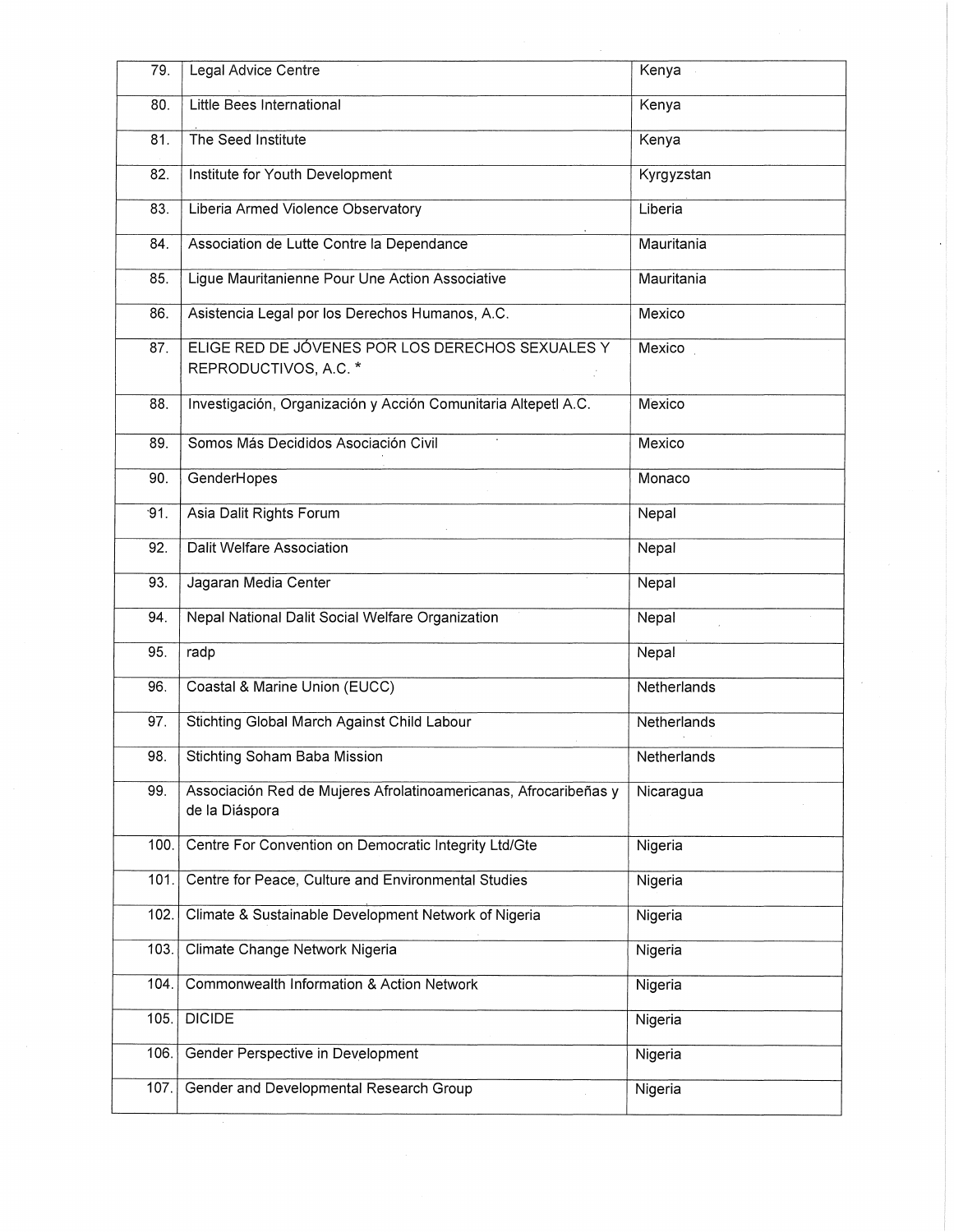| | | |
|---|---|---|
| 79. | Legal Advice Centre | Kenya |
| 80. | Little Bees International | Kenya |
| 81. | The Seed Institute | Kenya |
| 82. | Institute for Youth Development | Kyrgyzstan |
| 83. | Liberia Armed Violence Observatory | Liberia |
| 84. | Association de Lutte Contre la Dependance | Mauritania |
| 85. | Ligue Mauritanienne Pour Une Action Associative | Mauritania |
| 86. | Asistencia Legal por los Derechos Humanos, A.C. | Mexico |
| 87. | ELIGE RED DE JÓVENES POR LOS DERECHOS SEXUALES Y REPRODUCTIVOS, A.C. * | Mexico |
| 88. | Investigación, Organización y Acción Comunitaria Altepetl A.C. | Mexico |
| 89. | Somos Más Decididos Asociación Civil | Mexico |
| 90. | GenderHopes | Monaco |
| 91. | Asia Dalit Rights Forum | Nepal |
| 92. | Dalit Welfare Association | Nepal |
| 93. | Jagaran Media Center | Nepal |
| 94. | Nepal National Dalit Social Welfare Organization | Nepal |
| 95. | radp | Nepal |
| 96. | Coastal & Marine Union (EUCC) | Netherlands |
| 97. | Stichting Global March Against Child Labour | Netherlands |
| 98. | Stichting Soham Baba Mission | Netherlands |
| 99. | Associación Red de Mujeres Afrolatinoamericanas, Afrocaribeñas y de la Diáspora | Nicaragua |
| 100. | Centre For Convention on Democratic Integrity Ltd/Gte | Nigeria |
| 101. | Centre for Peace, Culture and Environmental Studies | Nigeria |
| 102. | Climate & Sustainable Development Network of Nigeria | Nigeria |
| 103. | Climate Change Network Nigeria | Nigeria |
| 104. | Commonwealth Information & Action Network | Nigeria |
| 105. | DICIDE | Nigeria |
| 106. | Gender Perspective in Development | Nigeria |
| 107. | Gender and Developmental Research Group | Nigeria |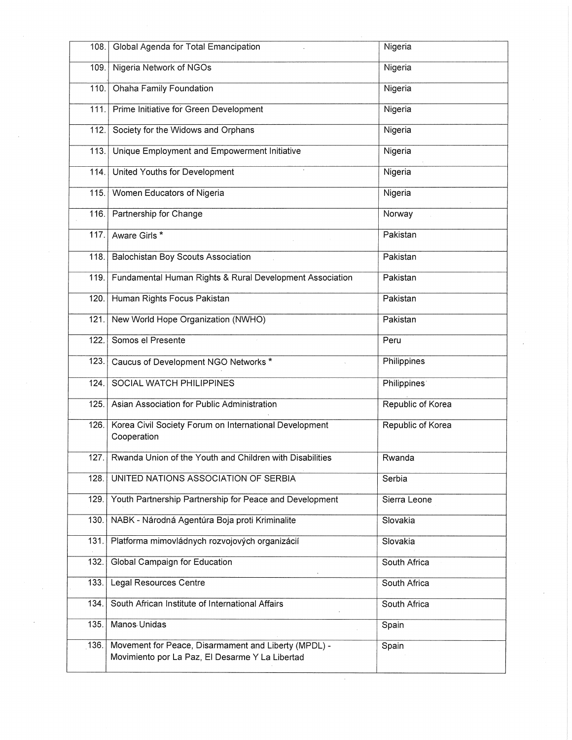| | | |
|---|---|---|
| 108. | Global Agenda for Total Emancipation | Nigeria |
| 109. | Nigeria Network of NGOs | Nigeria |
| 110. | Ohaha Family Foundation | Nigeria |
| 111. | Prime Initiative for Green Development | Nigeria |
| 112. | Society for the Widows and Orphans | Nigeria |
| 113. | Unique Employment and Empowerment Initiative | Nigeria |
| 114. | United Youths for Development | Nigeria |
| 115. | Women Educators of Nigeria | Nigeria |
| 116. | Partnership for Change | Norway |
| 117. | Aware Girls * | Pakistan |
| 118. | Balochistan Boy Scouts Association | Pakistan |
| 119. | Fundamental Human Rights & Rural Development Association | Pakistan |
| 120. | Human Rights Focus Pakistan | Pakistan |
| 121. | New World Hope Organization (NWHO) | Pakistan |
| 122. | Somos el Presente | Peru |
| 123. | Caucus of Development NGO Networks * | Philippines |
| 124. | SOCIAL WATCH PHILIPPINES | Philippines |
| 125. | Asian Association for Public Administration | Republic of Korea |
| 126. | Korea Civil Society Forum on International Development Cooperation | Republic of Korea |
| 127. | Rwanda Union of the Youth and Children with Disabilities | Rwanda |
| 128. | UNITED NATIONS ASSOCIATION OF SERBIA | Serbia |
| 129. | Youth Partnership Partnership for Peace and Development | Sierra Leone |
| 130. | NABK - Národná Agentúra Boja proti Kriminalite | Slovakia |
| 131. | Platforma mimovládnych rozvojových organizácií | Slovakia |
| 132. | Global Campaign for Education | South Africa |
| 133. | Legal Resources Centre | South Africa |
| 134. | South African Institute of International Affairs | South Africa |
| 135. | Manos Unidas | Spain |
| 136. | Movement for Peace, Disarmament and Liberty (MPDL) - Movimiento por La Paz, El Desarme Y La Libertad | Spain |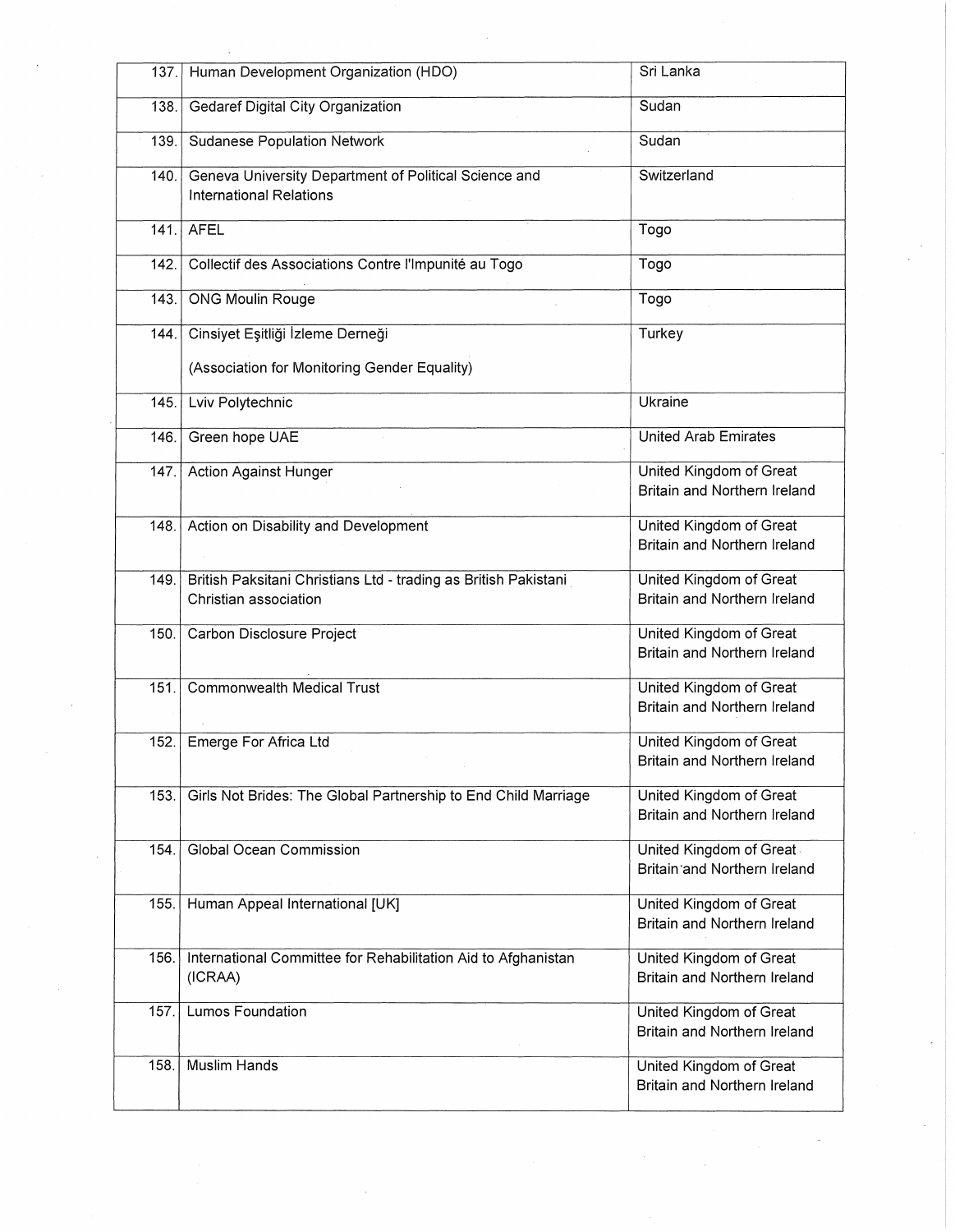| | | |
|---|---|---|
| 137. | Human Development Organization (HDO) | Sri Lanka |
| 138. | Gedaref Digital City Organization | Sudan |
| 139. | Sudanese Population Network | Sudan |
| 140. | Geneva University Department of Political Science and International Relations | Switzerland |
| 141. | AFEL | Togo |
| 142. | Collectif des Associations Contre l'Impunité au Togo | Togo |
| 143. | ONG Moulin Rouge | Togo |
| 144. | Cinsiyet Eşitliği İzleme Derneği<br><br>(Association for Monitoring Gender Equality) | Turkey |
| 145. | Lviv Polytechnic | Ukraine |
| 146. | Green hope UAE | United Arab Emirates |
| 147. | Action Against Hunger | United Kingdom of Great Britain and Northern Ireland |
| 148. | Action on Disability and Development | United Kingdom of Great Britain and Northern Ireland |
| 149. | British Paksitani Christians Ltd - trading as British Pakistani Christian association | United Kingdom of Great Britain and Northern Ireland |
| 150. | Carbon Disclosure Project | United Kingdom of Great Britain and Northern Ireland |
| 151. | Commonwealth Medical Trust | United Kingdom of Great Britain and Northern Ireland |
| 152. | Emerge For Africa Ltd | United Kingdom of Great Britain and Northern Ireland |
| 153. | Girls Not Brides: The Global Partnership to End Child Marriage | United Kingdom of Great Britain and Northern Ireland |
| 154. | Global Ocean Commission | United Kingdom of Great Britain and Northern Ireland |
| 155. | Human Appeal International [UK] | United Kingdom of Great Britain and Northern Ireland |
| 156. | International Committee for Rehabilitation Aid to Afghanistan (ICRAA) | United Kingdom of Great Britain and Northern Ireland |
| 157. | Lumos Foundation | United Kingdom of Great Britain and Northern Ireland |
| 158. | Muslim Hands | United Kingdom of Great Britain and Northern Ireland |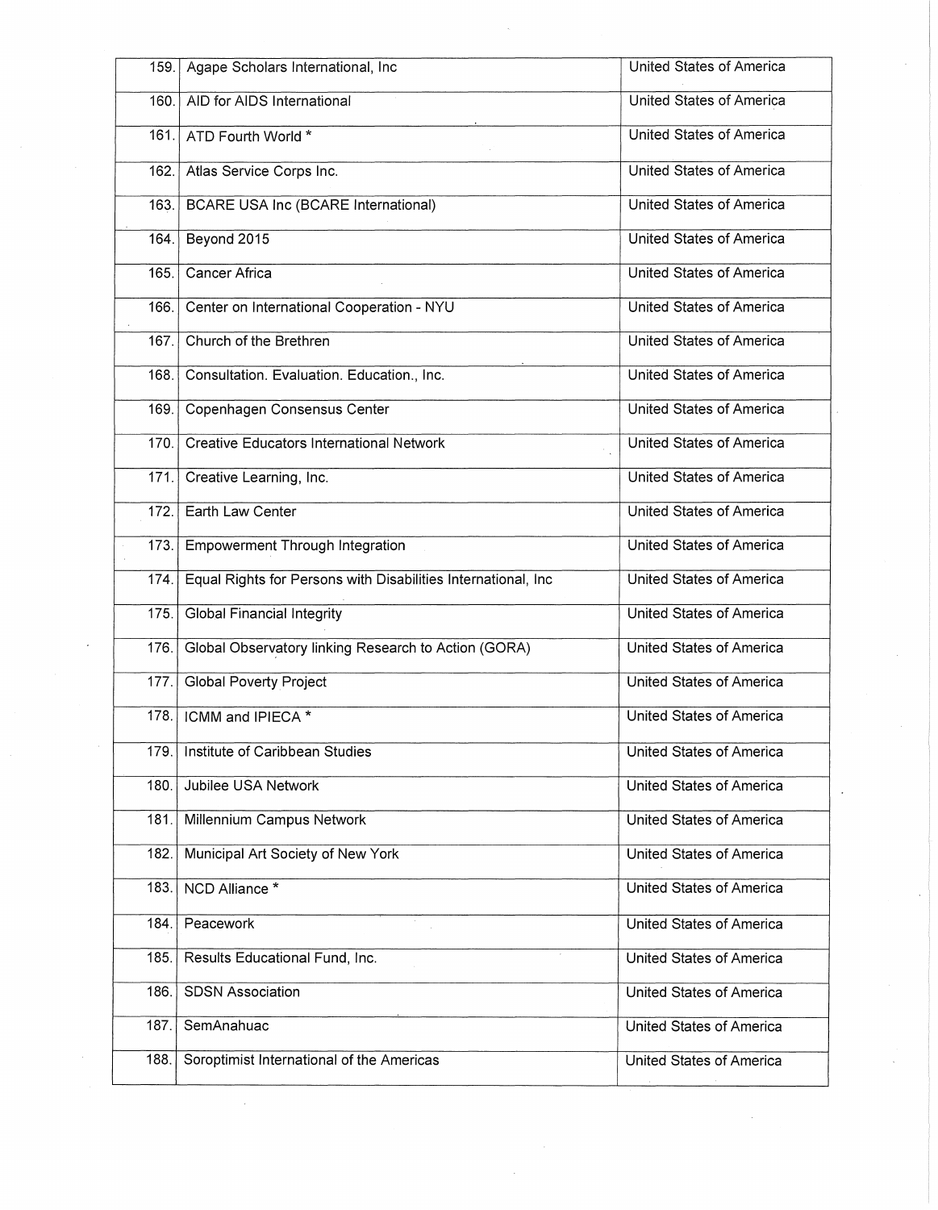| | | |
|---|---|---|
| 159. | Agape Scholars International, Inc | United States of America |
| 160. | AID for AIDS International | United States of America |
| 161. | ATD Fourth World * | United States of America |
| 162. | Atlas Service Corps Inc. | United States of America |
| 163. | BCARE USA Inc (BCARE International) | United States of America |
| 164. | Beyond 2015 | United States of America |
| 165. | Cancer Africa | United States of America |
| 166. | Center on International Cooperation - NYU | United States of America |
| 167. | Church of the Brethren | United States of America |
| 168. | Consultation. Evaluation. Education., Inc. | United States of America |
| 169. | Copenhagen Consensus Center | United States of America |
| 170. | Creative Educators International Network | United States of America |
| 171. | Creative Learning, Inc. | United States of America |
| 172. | Earth Law Center | United States of America |
| 173. | Empowerment Through Integration | United States of America |
| 174. | Equal Rights for Persons with Disabilities International, Inc | United States of America |
| 175. | Global Financial Integrity | United States of America |
| 176. | Global Observatory linking Research to Action (GORA) | United States of America |
| 177. | Global Poverty Project | United States of America |
| 178. | ICMM and IPIECA * | United States of America |
| 179. | Institute of Caribbean Studies | United States of America |
| 180. | Jubilee USA Network | United States of America |
| 181. | Millennium Campus Network | United States of America |
| 182. | Municipal Art Society of New York | United States of America |
| 183. | NCD Alliance * | United States of America |
| 184. | Peacework | United States of America |
| 185. | Results Educational Fund, Inc. | United States of America |
| 186. | SDSN Association | United States of America |
| 187. | SemAnahuac | United States of America |
| 188. | Soroptimist International of the Americas | United States of America |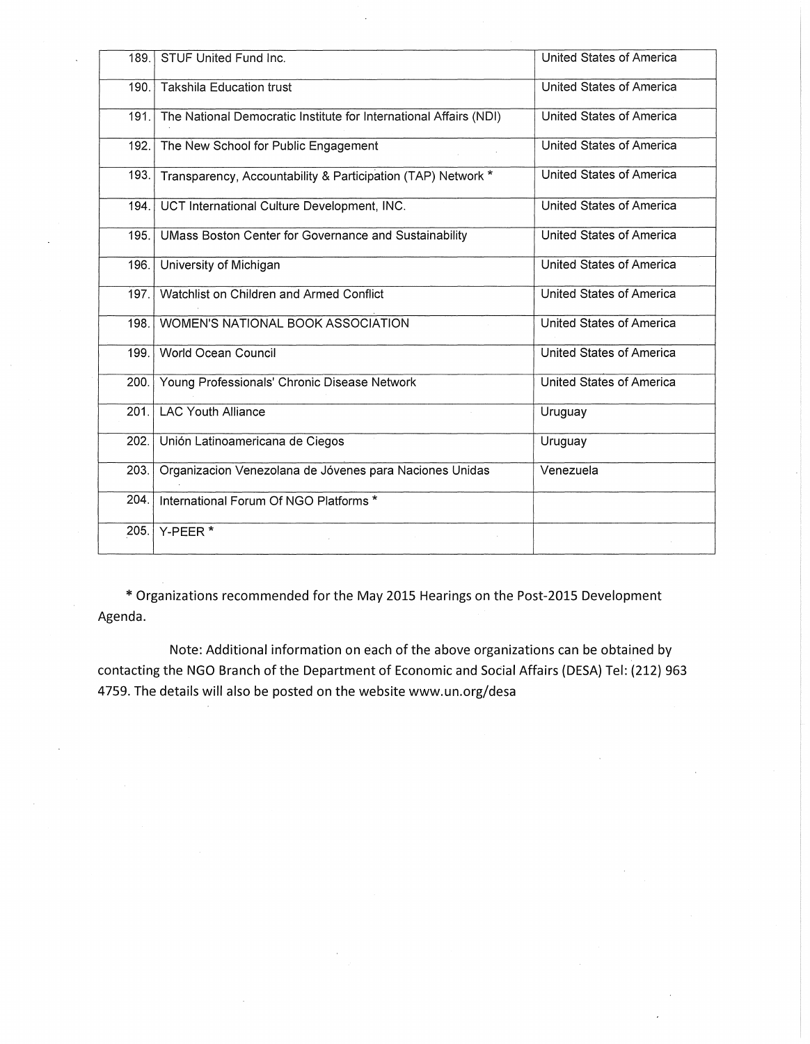| | | |
|---|---|---|
| 189. | STUF United Fund Inc. | United States of America |
| 190. | Takshila Education trust | United States of America |
| 191. | The National Democratic Institute for International Affairs (NDI) | United States of America |
| 192. | The New School for Public Engagement | United States of America |
| 193. | Transparency, Accountability & Participation (TAP) Network * | United States of America |
| 194. | UCT International Culture Development, INC. | United States of America |
| 195. | UMass Boston Center for Governance and Sustainability | United States of America |
| 196. | University of Michigan | United States of America |
| 197. | Watchlist on Children and Armed Conflict | United States of America |
| 198. | WOMEN'S NATIONAL BOOK ASSOCIATION | United States of America |
| 199. | World Ocean Council | United States of America |
| 200. | Young Professionals' Chronic Disease Network | United States of America |
| 201. | LAC Youth Alliance | Uruguay |
| 202. | Unión Latinoamericana de Ciegos | Uruguay |
| 203. | Organizacion Venezolana de Jóvenes para Naciones Unidas | Venezuela |
| 204. | International Forum Of NGO Platforms * | |
| 205. | Y-PEER * | |

* Organizations recommended for the May 2015 Hearings on the Post-2015 Development Agenda.

Note: Additional information on each of the above organizations can be obtained by contacting the NGO Branch of the Department of Economic and Social Affairs (DESA) Tel: (212) 963 4759. The details will also be posted on the website www.un.org/desa